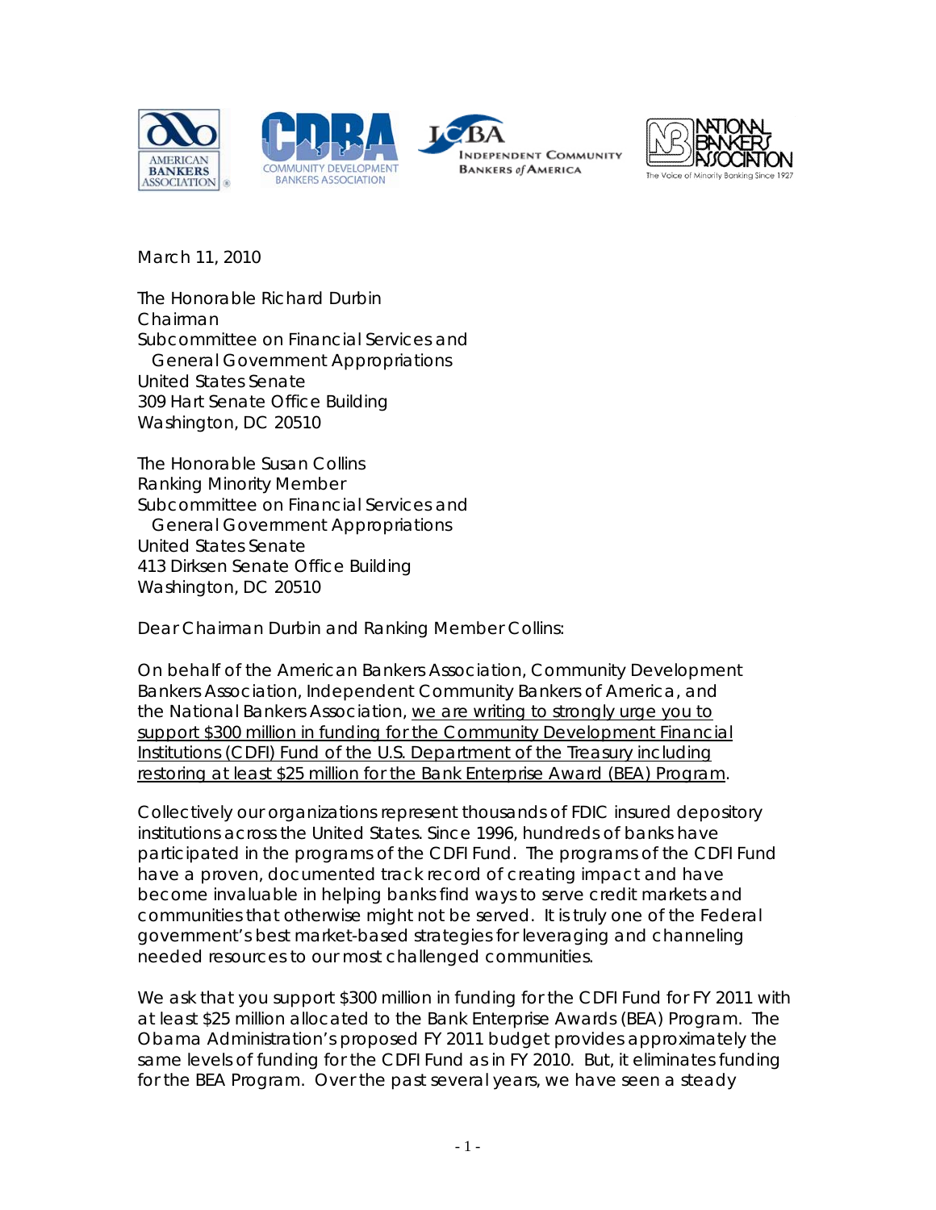March 11, 2010

The Honorable Richard Durbin
Chairman
Subcommittee on Financial Services and
General Government Appropriations
United States Senate
309 Hart Senate Office Building
Washington, DC 20510

The Honorable Susan Collins
Ranking Minority Member
Subcommittee on Financial Services and
General Government Appropriations
United States Senate
413 Dirksen Senate Office Building
Washington, DC 20510

Dear Chairman Durbin and Ranking Member Collins:

On behalf of the American Bankers Association, Community Development Bankers Association, Independent Community Bankers of America, and the National Bankers Association, <u>we are writing to strongly urge you to support $300 million in funding for the Community Development Financial Institutions (CDFI) Fund of the U.S. Department of the Treasury including restoring at least $25 million for the Bank Enterprise Award (BEA) Program</u>.

Collectively our organizations represent thousands of FDIC insured depository institutions across the United States. Since 1996, hundreds of banks have participated in the programs of the CDFI Fund. The programs of the CDFI Fund have a proven, documented track record of creating impact and have become invaluable in helping banks find ways to serve credit markets and communities that otherwise might not be served. It is truly one of the Federal government's best market-based strategies for leveraging and channeling needed resources to our most challenged communities.

We ask that you support $300 million in funding for the CDFI Fund for FY 2011 with at least $25 million allocated to the Bank Enterprise Awards (BEA) Program. The Obama Administration's proposed FY 2011 budget provides approximately the same levels of funding for the CDFI Fund as in FY 2010. But, it eliminates funding for the BEA Program. Over the past several years, we have seen a steady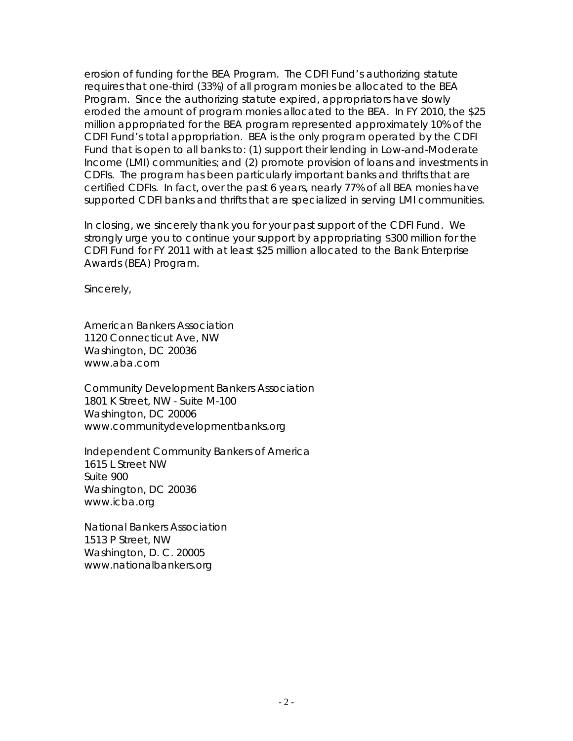erosion of funding for the BEA Program. The CDFI Fund's authorizing statute requires that one-third (33%) of all program monies be allocated to the BEA Program. Since the authorizing statute expired, appropriators have slowly eroded the amount of program monies allocated to the BEA. In FY 2010, the $25 million appropriated for the BEA program represented approximately 10% of the CDFI Fund's total appropriation. BEA is the only program operated by the CDFI Fund that is open to all banks to: (1) support their lending in Low-and-Moderate Income (LMI) communities; and (2) promote provision of loans and investments in CDFIs. The program has been particularly important banks and thrifts that are certified CDFIs. In fact, over the past 6 years, nearly 77% of all BEA monies have supported CDFI banks and thrifts that are specialized in serving LMI communities.

In closing, we sincerely thank you for your past support of the CDFI Fund. We strongly urge you to continue your support by appropriating $300 million for the CDFI Fund for FY 2011 with at least $25 million allocated to the Bank Enterprise Awards (BEA) Program.

Sincerely,

American Bankers Association  
1120 Connecticut Ave, NW  
Washington, DC 20036  
www.aba.com

Community Development Bankers Association  
1801 K Street, NW - Suite M-100  
Washington, DC 20006  
www.communitydevelopmentbanks.org

Independent Community Bankers of America  
1615 L Street NW  
Suite 900  
Washington, DC 20036  
www.icba.org

National Bankers Association  
1513 P Street, NW  
Washington, D. C. 20005  
www.nationalbankers.org